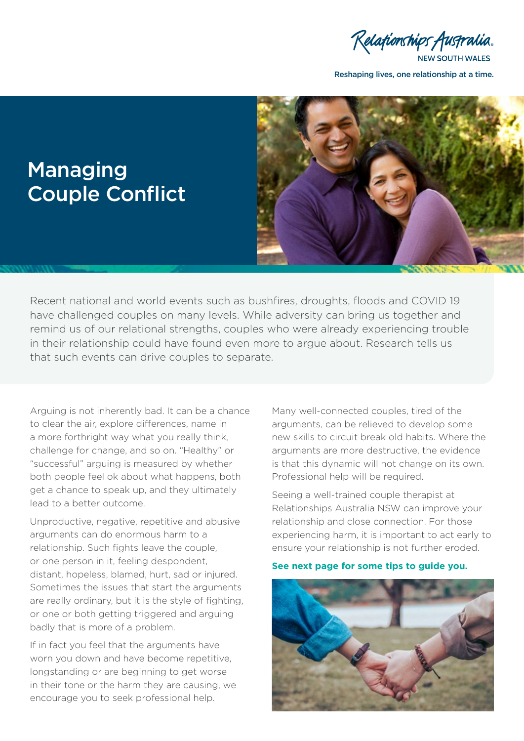Relationships Australia
NEW SOUTH WALES

Reshaping lives, one relationship at a time.

# Managing Couple Conflict

Recent national and world events such as bushfires, droughts, floods and COVID 19 have challenged couples on many levels. While adversity can bring us together and remind us of our relational strengths, couples who were already experiencing trouble in their relationship could have found even more to argue about. Research tells us that such events can drive couples to separate.

Arguing is not inherently bad. It can be a chance to clear the air, explore differences, name in a more forthright way what you really think, challenge for change, and so on. "Healthy" or "successful" arguing is measured by whether both people feel ok about what happens, both get a chance to speak up, and they ultimately lead to a better outcome.

Unproductive, negative, repetitive and abusive arguments can do enormous harm to a relationship. Such fights leave the couple, or one person in it, feeling despondent, distant, hopeless, blamed, hurt, sad or injured. Sometimes the issues that start the arguments are really ordinary, but it is the style of fighting, or one or both getting triggered and arguing badly that is more of a problem.

If in fact you feel that the arguments have worn you down and have become repetitive, longstanding or are beginning to get worse in their tone or the harm they are causing, we encourage you to seek professional help.

Many well-connected couples, tired of the arguments, can be relieved to develop some new skills to circuit break old habits. Where the arguments are more destructive, the evidence is that this dynamic will not change on its own. Professional help will be required.

Seeing a well-trained couple therapist at Relationships Australia NSW can improve your relationship and close connection. For those experiencing harm, it is important to act early to ensure your relationship is not further eroded.

**See next page for some tips to guide you.**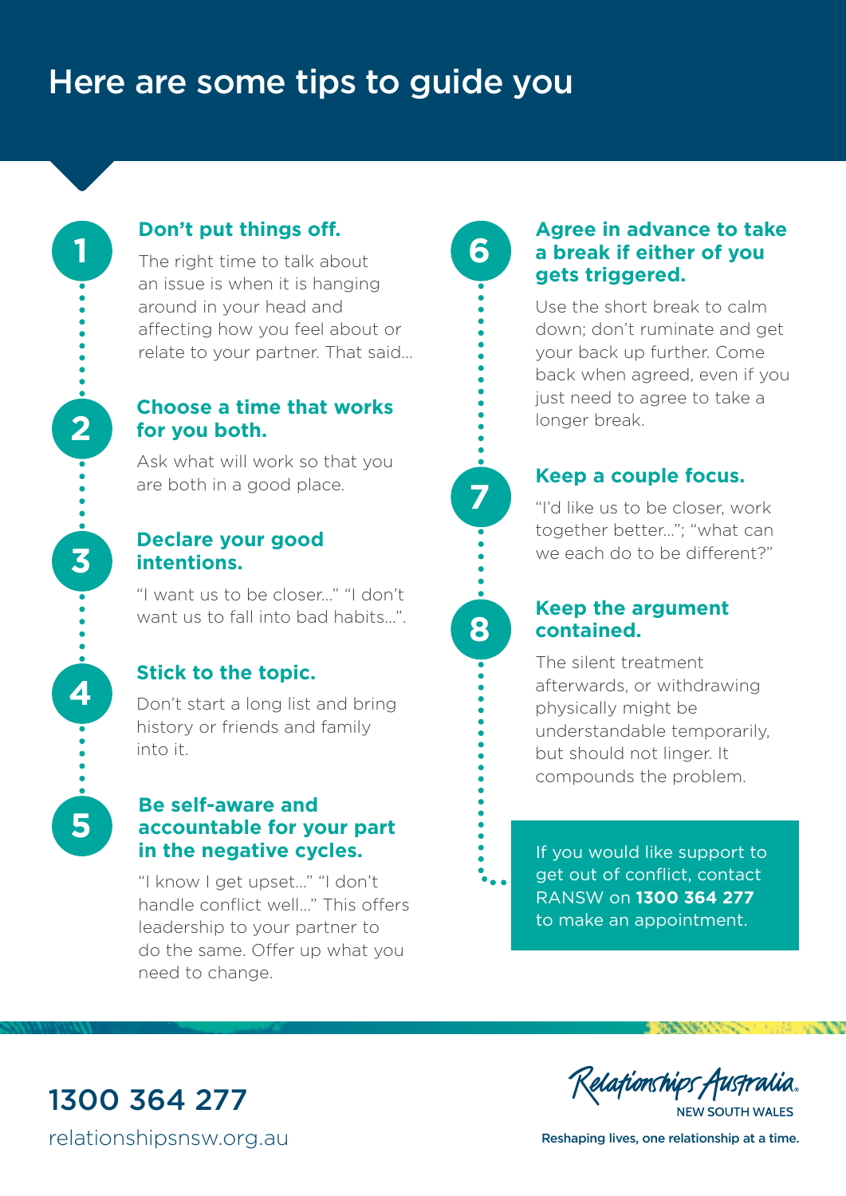# Here are some tips to guide you

## 1. Don't put things off.

The right time to talk about an issue is when it is hanging around in your head and affecting how you feel about or relate to your partner. That said...

## 2. Choose a time that works for you both.

Ask what will work so that you are both in a good place.

## 3. Declare your good intentions.

"I want us to be closer..." "I don't want us to fall into bad habits...".

## 4. Stick to the topic.

Don't start a long list and bring history or friends and family into it.

## 5. Be self-aware and accountable for your part in the negative cycles.

"I know I get upset..." "I don't handle conflict well..." This offers leadership to your partner to do the same. Offer up what you need to change.

## 6. Agree in advance to take a break if either of you gets triggered.

Use the short break to calm down; don't ruminate and get your back up further. Come back when agreed, even if you just need to agree to take a longer break.

## 7. Keep a couple focus.

"I'd like us to be closer, work together better..."; "what can we each do to be different?"

## 8. Keep the argument contained.

The silent treatment afterwards, or withdrawing physically might be understandable temporarily, but should not linger. It compounds the problem.

If you would like support to get out of conflict, contact RANSW on **1300 364 277** to make an appointment.

1300 364 277

relationshipsnsw.org.au

Relationships Australia NEW SOUTH WALES

Reshaping lives, one relationship at a time.